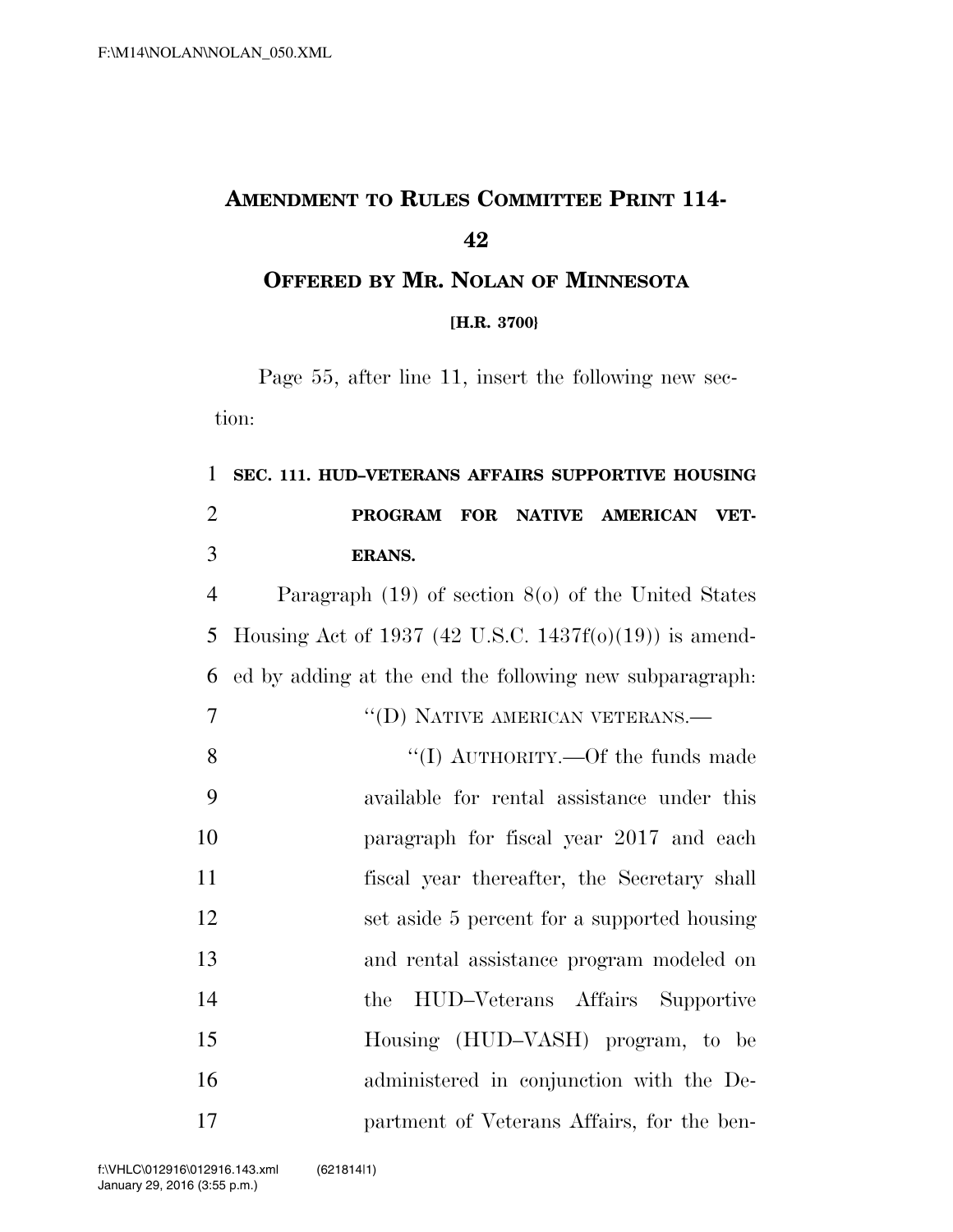# Amendment to Rules Committee Print 114-42

## Offered by Mr. Nolan of Minnesota

**[H.R. 3700]**

Page 55, after line 11, insert the following new section:

**SEC. 111. HUD–VETERANS AFFAIRS SUPPORTIVE HOUSING PROGRAM FOR NATIVE AMERICAN VETERANS.**

Paragraph (19) of section 8(o) of the United States Housing Act of 1937 (42 U.S.C. 1437f(o)(19)) is amended by adding at the end the following new subparagraph:

"(D) NATIVE AMERICAN VETERANS.—

"(I) AUTHORITY.—Of the funds made available for rental assistance under this paragraph for fiscal year 2017 and each fiscal year thereafter, the Secretary shall set aside 5 percent for a supported housing and rental assistance program modeled on the HUD–Veterans Affairs Supportive Housing (HUD–VASH) program, to be administered in conjunction with the Department of Veterans Affairs, for the ben-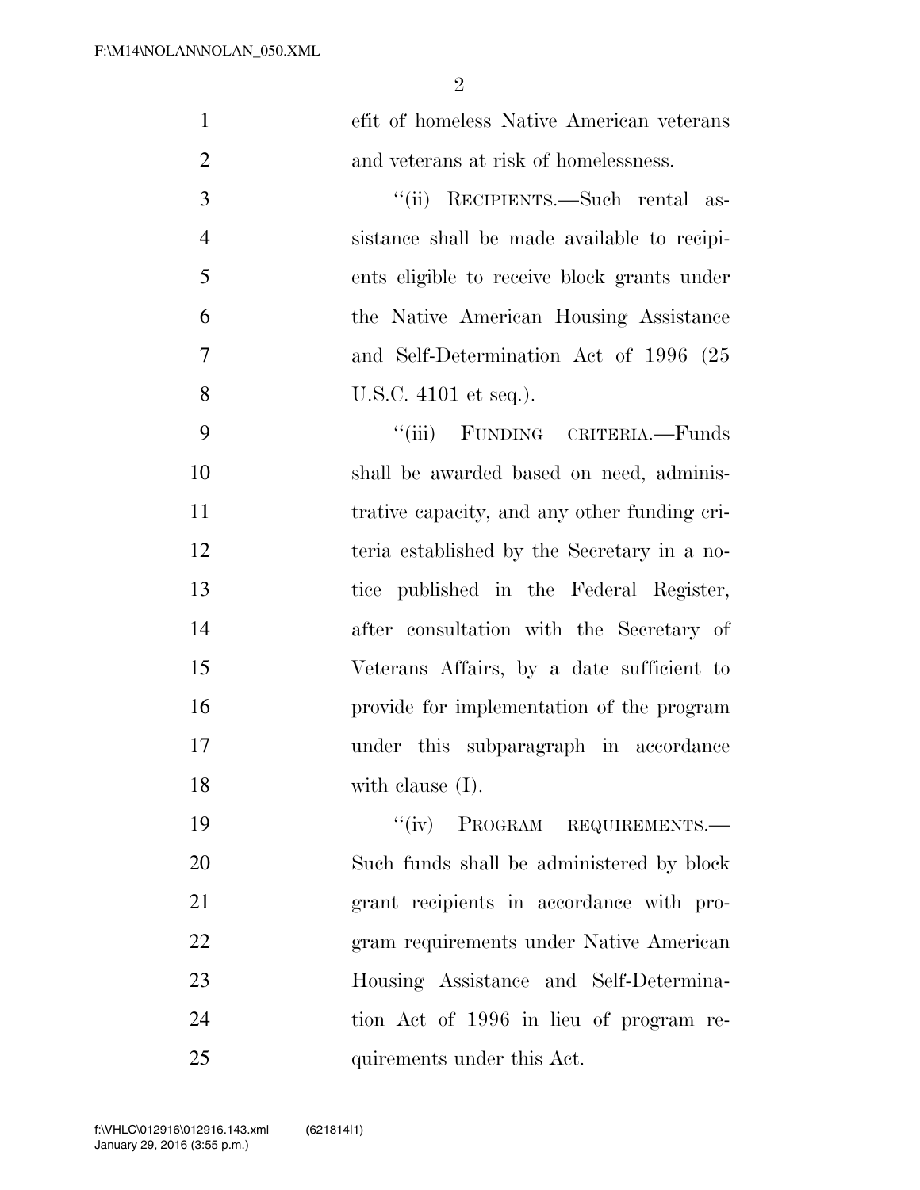efit of homeless Native American veterans and veterans at risk of homelessness.

"(ii) RECIPIENTS.—Such rental assistance shall be made available to recipients eligible to receive block grants under the Native American Housing Assistance and Self-Determination Act of 1996 (25 U.S.C. 4101 et seq.).

"(iii) FUNDING CRITERIA.—Funds shall be awarded based on need, administrative capacity, and any other funding criteria established by the Secretary in a notice published in the Federal Register, after consultation with the Secretary of Veterans Affairs, by a date sufficient to provide for implementation of the program under this subparagraph in accordance with clause (I).

"(iv) PROGRAM REQUIREMENTS.— Such funds shall be administered by block grant recipients in accordance with program requirements under Native American Housing Assistance and Self-Determination Act of 1996 in lieu of program requirements under this Act.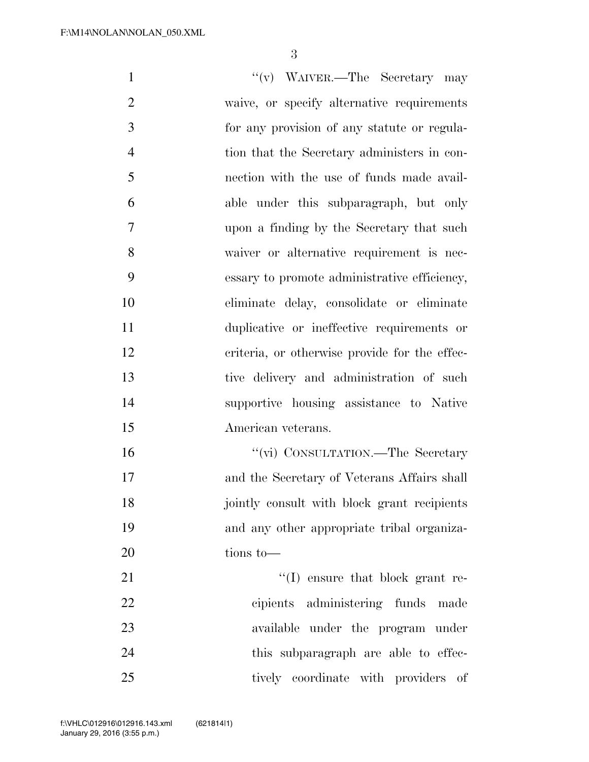"(v) WAIVER.—The Secretary may waive, or specify alternative requirements for any provision of any statute or regulation that the Secretary administers in connection with the use of funds made available under this subparagraph, but only upon a finding by the Secretary that such waiver or alternative requirement is necessary to promote administrative efficiency, eliminate delay, consolidate or eliminate duplicative or ineffective requirements or criteria, or otherwise provide for the effective delivery and administration of such supportive housing assistance to Native American veterans.

"(vi) CONSULTATION.—The Secretary and the Secretary of Veterans Affairs shall jointly consult with block grant recipients and any other appropriate tribal organizations to—

"(I) ensure that block grant recipients administering funds made available under the program under this subparagraph are able to effectively coordinate with providers of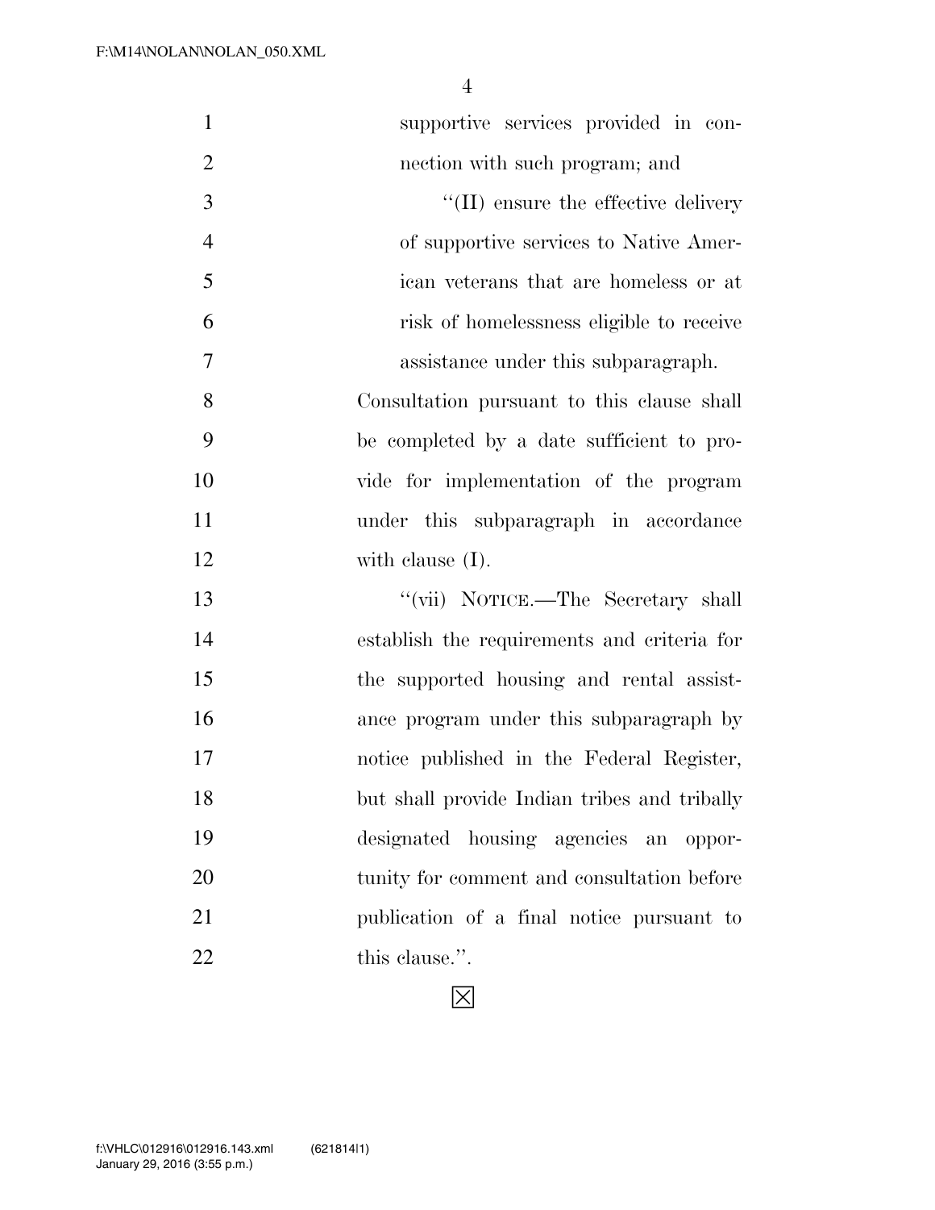supportive services provided in connection with such program; and

''(II) ensure the effective delivery of supportive services to Native American veterans that are homeless or at risk of homelessness eligible to receive assistance under this subparagraph.

Consultation pursuant to this clause shall be completed by a date sufficient to provide for implementation of the program under this subparagraph in accordance with clause (I).

''(vii) NOTICE.—The Secretary shall establish the requirements and criteria for the supported housing and rental assistance program under this subparagraph by notice published in the Federal Register, but shall provide Indian tribes and tribally designated housing agencies an opportunity for comment and consultation before publication of a final notice pursuant to this clause.''.